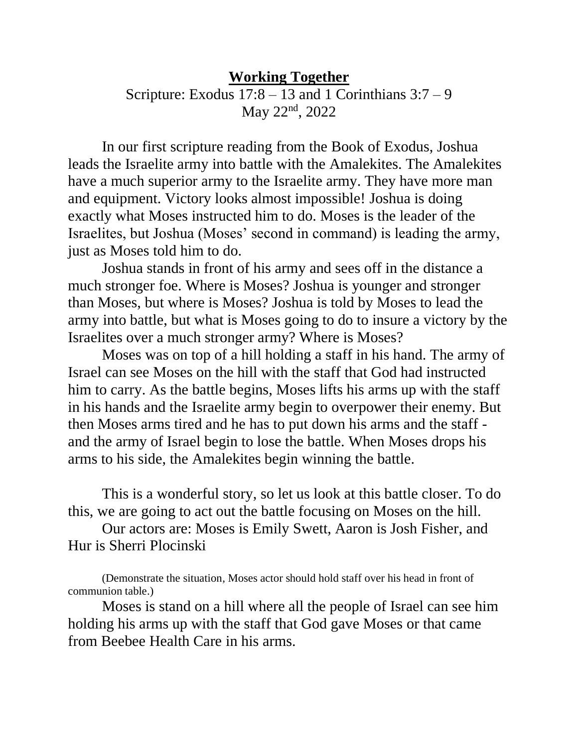**Working Together**

Scripture: Exodus 17:8 – 13 and 1 Corinthians 3:7 – 9

May 22nd, 2022

In our first scripture reading from the Book of Exodus, Joshua leads the Israelite army into battle with the Amalekites. The Amalekites have a much superior army to the Israelite army. They have more man and equipment. Victory looks almost impossible! Joshua is doing exactly what Moses instructed him to do. Moses is the leader of the Israelites, but Joshua (Moses' second in command) is leading the army, just as Moses told him to do.

Joshua stands in front of his army and sees off in the distance a much stronger foe. Where is Moses? Joshua is younger and stronger than Moses, but where is Moses? Joshua is told by Moses to lead the army into battle, but what is Moses going to do to insure a victory by the Israelites over a much stronger army? Where is Moses?

Moses was on top of a hill holding a staff in his hand. The army of Israel can see Moses on the hill with the staff that God had instructed him to carry. As the battle begins, Moses lifts his arms up with the staff in his hands and the Israelite army begin to overpower their enemy. But then Moses arms tired and he has to put down his arms and the staff - and the army of Israel begin to lose the battle. When Moses drops his arms to his side, the Amalekites begin winning the battle.

This is a wonderful story, so let us look at this battle closer. To do this, we are going to act out the battle focusing on Moses on the hill.

Our actors are: Moses is Emily Swett, Aaron is Josh Fisher, and Hur is Sherri Plocinski

(Demonstrate the situation, Moses actor should hold staff over his head in front of communion table.)

Moses is stand on a hill where all the people of Israel can see him holding his arms up with the staff that God gave Moses or that came from Beebee Health Care in his arms.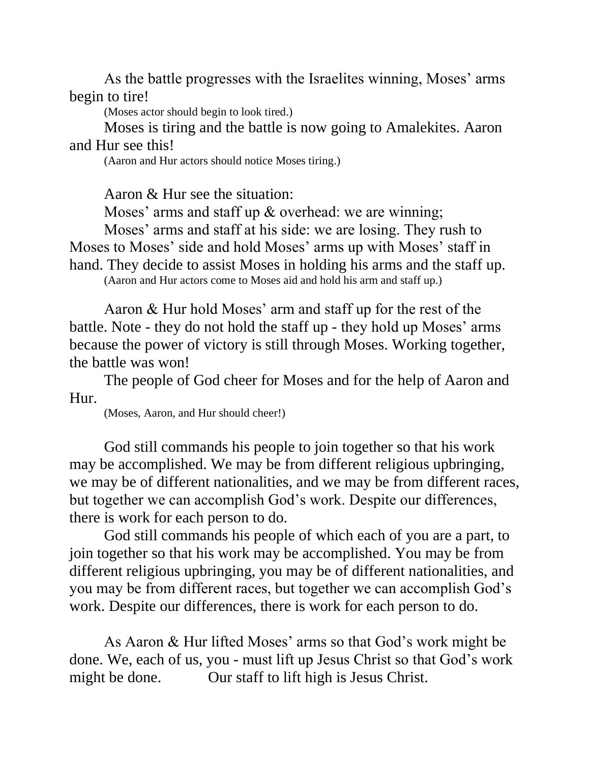As the battle progresses with the Israelites winning, Moses' arms begin to tire!

(Moses actor should begin to look tired.)

Moses is tiring and the battle is now going to Amalekites. Aaron and Hur see this!

(Aaron and Hur actors should notice Moses tiring.)

Aaron & Hur see the situation:

Moses' arms and staff up & overhead: we are winning;

Moses' arms and staff at his side: we are losing. They rush to Moses to Moses' side and hold Moses' arms up with Moses' staff in hand. They decide to assist Moses in holding his arms and the staff up.

(Aaron and Hur actors come to Moses aid and hold his arm and staff up.)

Aaron & Hur hold Moses' arm and staff up for the rest of the battle. Note - they do not hold the staff up - they hold up Moses' arms because the power of victory is still through Moses. Working together, the battle was won!

The people of God cheer for Moses and for the help of Aaron and Hur.

(Moses, Aaron, and Hur should cheer!)

God still commands his people to join together so that his work may be accomplished. We may be from different religious upbringing, we may be of different nationalities, and we may be from different races, but together we can accomplish God's work. Despite our differences, there is work for each person to do.

God still commands his people of which each of you are a part, to join together so that his work may be accomplished. You may be from different religious upbringing, you may be of different nationalities, and you may be from different races, but together we can accomplish God's work. Despite our differences, there is work for each person to do.

As Aaron & Hur lifted Moses' arms so that God's work might be done. We, each of us, you - must lift up Jesus Christ so that God's work might be done. Our staff to lift high is Jesus Christ.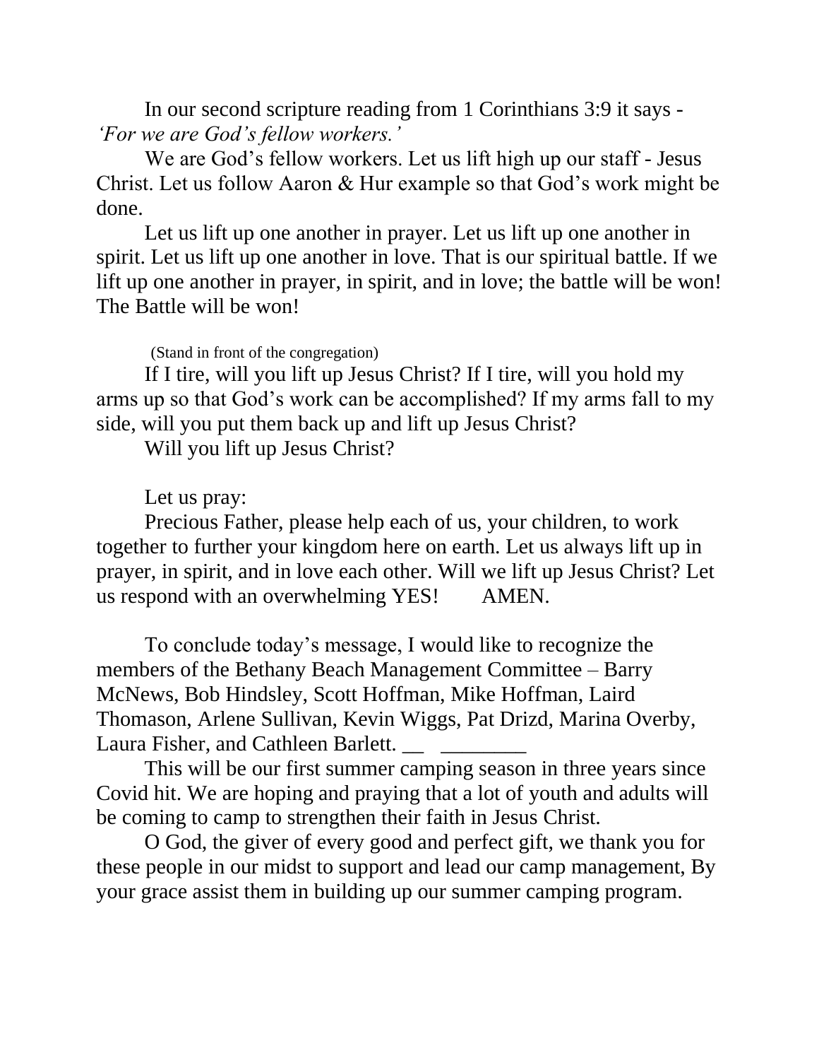In our second scripture reading from 1 Corinthians 3:9 it says - *'For we are God's fellow workers.'*

We are God's fellow workers. Let us lift high up our staff - Jesus Christ. Let us follow Aaron & Hur example so that God's work might be done.

Let us lift up one another in prayer. Let us lift up one another in spirit. Let us lift up one another in love. That is our spiritual battle. If we lift up one another in prayer, in spirit, and in love; the battle will be won! The Battle will be won!

(Stand in front of the congregation)

If I tire, will you lift up Jesus Christ? If I tire, will you hold my arms up so that God's work can be accomplished? If my arms fall to my side, will you put them back up and lift up Jesus Christ?

Will you lift up Jesus Christ?

Let us pray:

Precious Father, please help each of us, your children, to work together to further your kingdom here on earth. Let us always lift up in prayer, in spirit, and in love each other. Will we lift up Jesus Christ? Let us respond with an overwhelming YES!    AMEN.

To conclude today's message, I would like to recognize the members of the Bethany Beach Management Committee – Barry McNews, Bob Hindsley, Scott Hoffman, Mike Hoffman, Laird Thomason, Arlene Sullivan, Kevin Wiggs, Pat Drizd, Marina Overby, Laura Fisher, and Cathleen Barlett. __ ________

This will be our first summer camping season in three years since Covid hit. We are hoping and praying that a lot of youth and adults will be coming to camp to strengthen their faith in Jesus Christ.

O God, the giver of every good and perfect gift, we thank you for these people in our midst to support and lead our camp management, By your grace assist them in building up our summer camping program.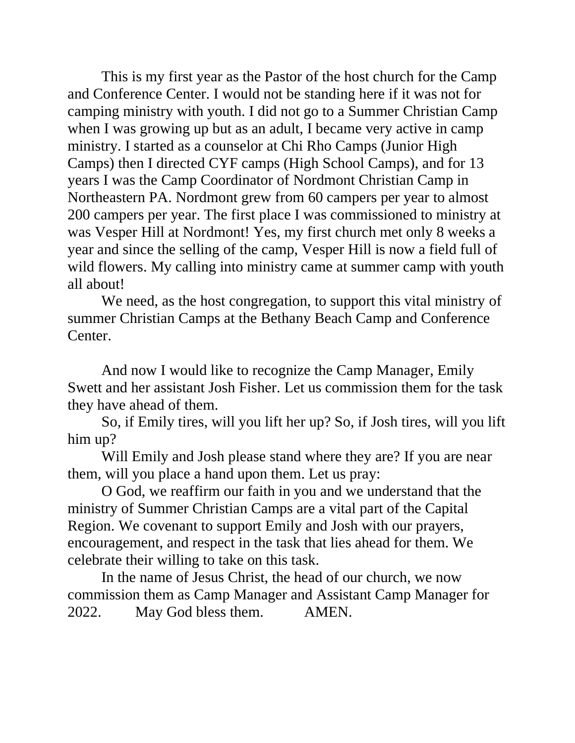This is my first year as the Pastor of the host church for the Camp and Conference Center. I would not be standing here if it was not for camping ministry with youth. I did not go to a Summer Christian Camp when I was growing up but as an adult, I became very active in camp ministry. I started as a counselor at Chi Rho Camps (Junior High Camps) then I directed CYF camps (High School Camps), and for 13 years I was the Camp Coordinator of Nordmont Christian Camp in Northeastern PA. Nordmont grew from 60 campers per year to almost 200 campers per year. The first place I was commissioned to ministry at was Vesper Hill at Nordmont! Yes, my first church met only 8 weeks a year and since the selling of the camp, Vesper Hill is now a field full of wild flowers. My calling into ministry came at summer camp with youth all about!

We need, as the host congregation, to support this vital ministry of summer Christian Camps at the Bethany Beach Camp and Conference Center.

And now I would like to recognize the Camp Manager, Emily Swett and her assistant Josh Fisher. Let us commission them for the task they have ahead of them.

So, if Emily tires, will you lift her up? So, if Josh tires, will you lift him up?

Will Emily and Josh please stand where they are? If you are near them, will you place a hand upon them. Let us pray:

O God, we reaffirm our faith in you and we understand that the ministry of Summer Christian Camps are a vital part of the Capital Region. We covenant to support Emily and Josh with our prayers, encouragement, and respect in the task that lies ahead for them. We celebrate their willing to take on this task.

In the name of Jesus Christ, the head of our church, we now commission them as Camp Manager and Assistant Camp Manager for 2022. May God bless them. AMEN.